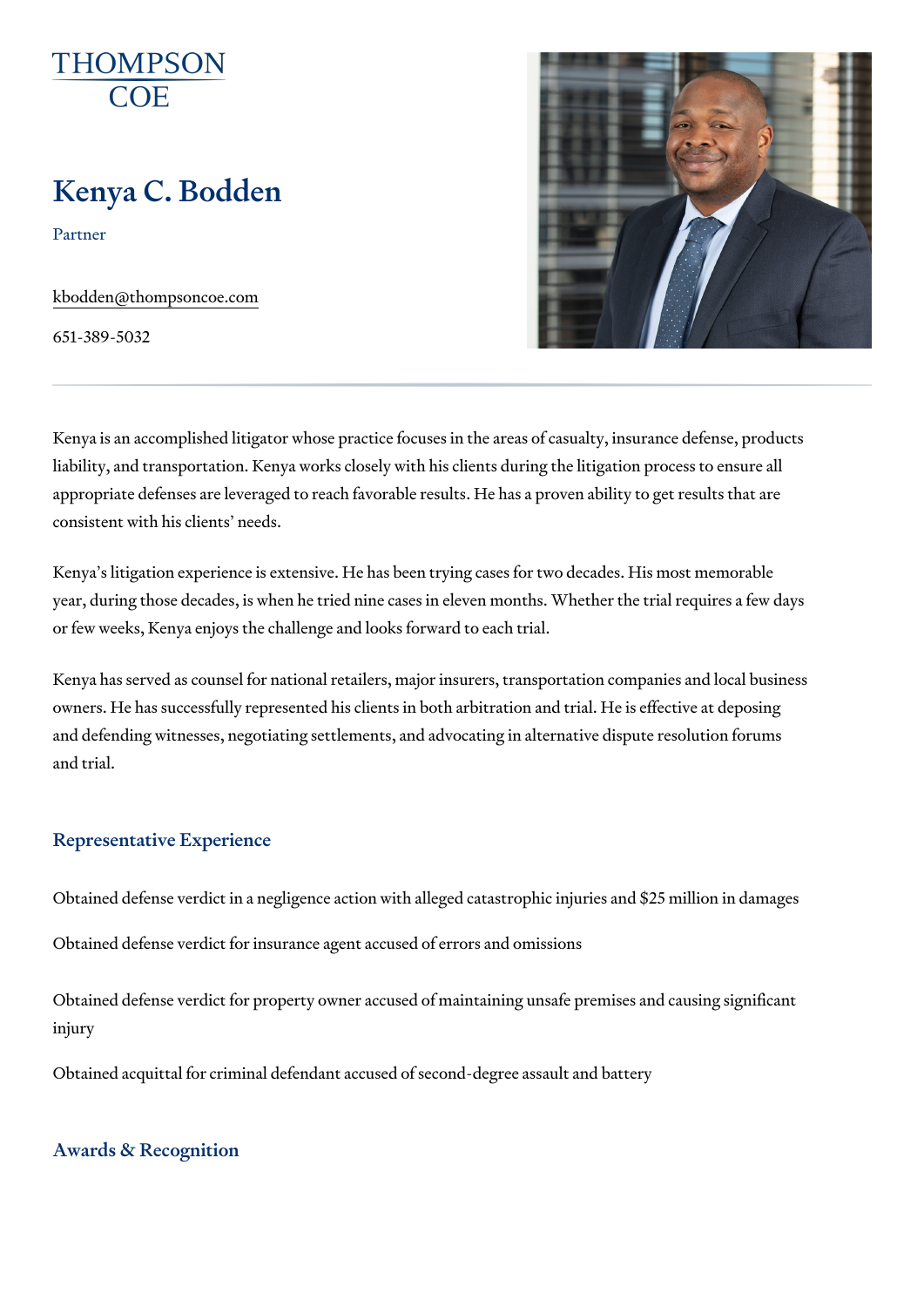THOMPSON COE

# Kenya C. Bodden

Partner

kbodden@thompsoncoe.com

651-389-5032

Kenya is an accomplished litigator whose practice focuses in the areas of casualty, insurance defense, products liability, and transportation. Kenya works closely with his clients during the litigation process to ensure all appropriate defenses are leveraged to reach favorable results. He has a proven ability to get results that are consistent with his clients' needs.

Kenya's litigation experience is extensive. He has been trying cases for two decades. His most memorable year, during those decades, is when he tried nine cases in eleven months. Whether the trial requires a few days or few weeks, Kenya enjoys the challenge and looks forward to each trial.

Kenya has served as counsel for national retailers, major insurers, transportation companies and local business owners. He has successfully represented his clients in both arbitration and trial. He is effective at deposing and defending witnesses, negotiating settlements, and advocating in alternative dispute resolution forums and trial.

## Representative Experience

Obtained defense verdict in a negligence action with alleged catastrophic injuries and $25 million in damages

Obtained defense verdict for insurance agent accused of errors and omissions

Obtained defense verdict for property owner accused of maintaining unsafe premises and causing significant injury

Obtained acquittal for criminal defendant accused of second-degree assault and battery

## Awards & Recognition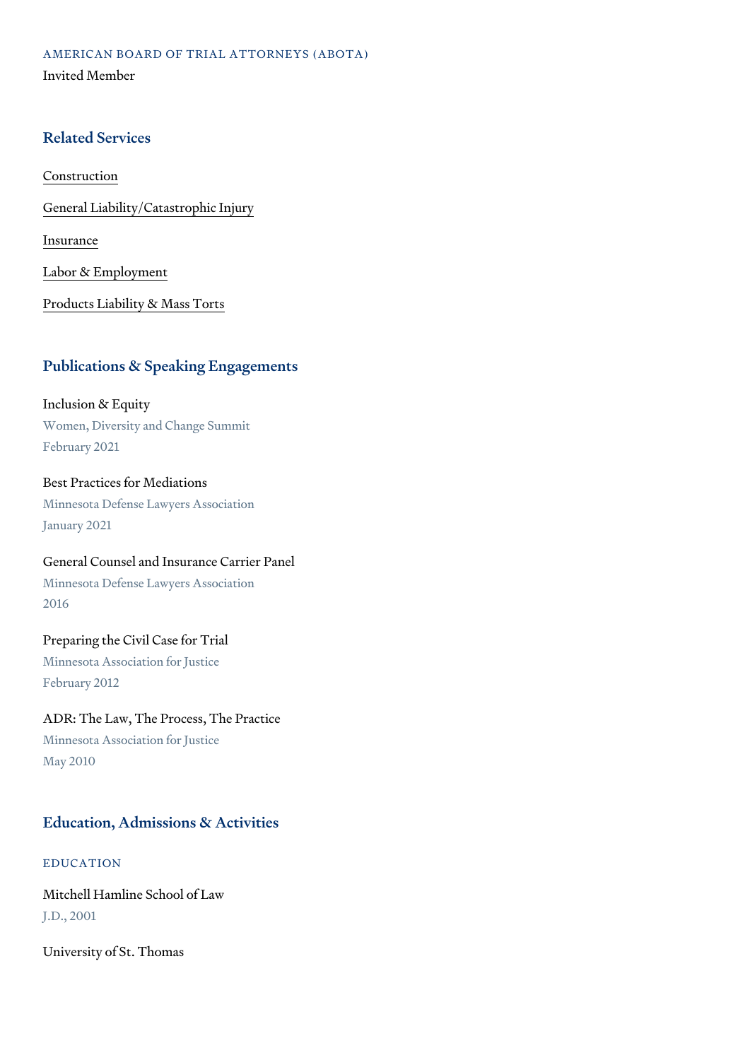### AMERICAN BOARD OF TRIAL ATTORNEYS (ABOTA)

Invited Member

## Related Services

- Construction
- General Liability/Catastrophic Injury
- Insurance
- Labor & Employment
- Products Liability & Mass Torts

## Publications & Speaking Engagements

Inclusion & Equity
Women, Diversity and Change Summit
February 2021

Best Practices for Mediations
Minnesota Defense Lawyers Association
January 2021

General Counsel and Insurance Carrier Panel
Minnesota Defense Lawyers Association
2016

Preparing the Civil Case for Trial
Minnesota Association for Justice
February 2012

ADR: The Law, The Process, The Practice
Minnesota Association for Justice
May 2010

## Education, Admissions & Activities

### EDUCATION

Mitchell Hamline School of Law
J.D., 2001

University of St. Thomas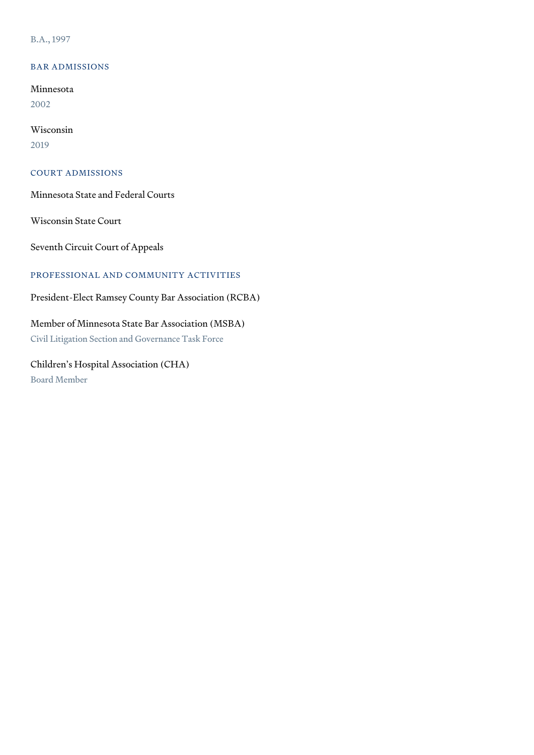B.A., 1997

## BAR ADMISSIONS

Minnesota
2002

Wisconsin
2019

## COURT ADMISSIONS

Minnesota State and Federal Courts

Wisconsin State Court

Seventh Circuit Court of Appeals

## PROFESSIONAL AND COMMUNITY ACTIVITIES

President-Elect Ramsey County Bar Association (RCBA)

Member of Minnesota State Bar Association (MSBA)
Civil Litigation Section and Governance Task Force

Children's Hospital Association (CHA)
Board Member